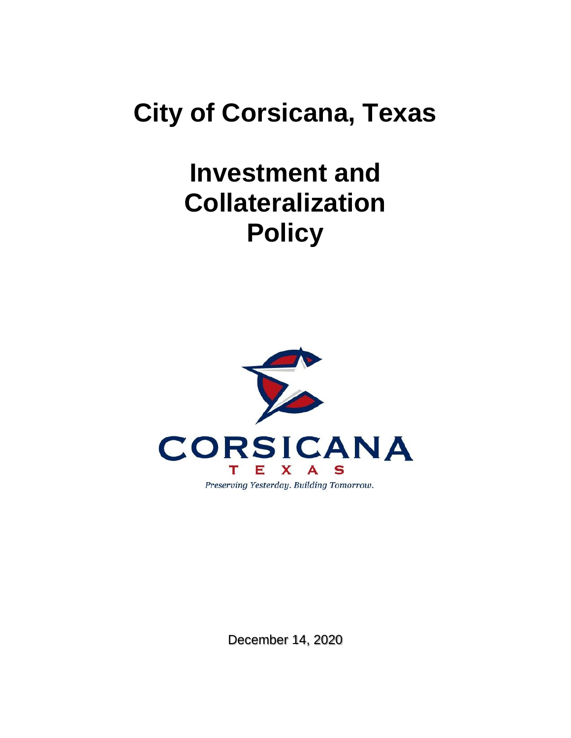# City of Corsicana, Texas

# Investment and Collateralization Policy

CORSICANA

TEXAS

*Preserving Yesterday. Building Tomorrow.*

December 14, 2020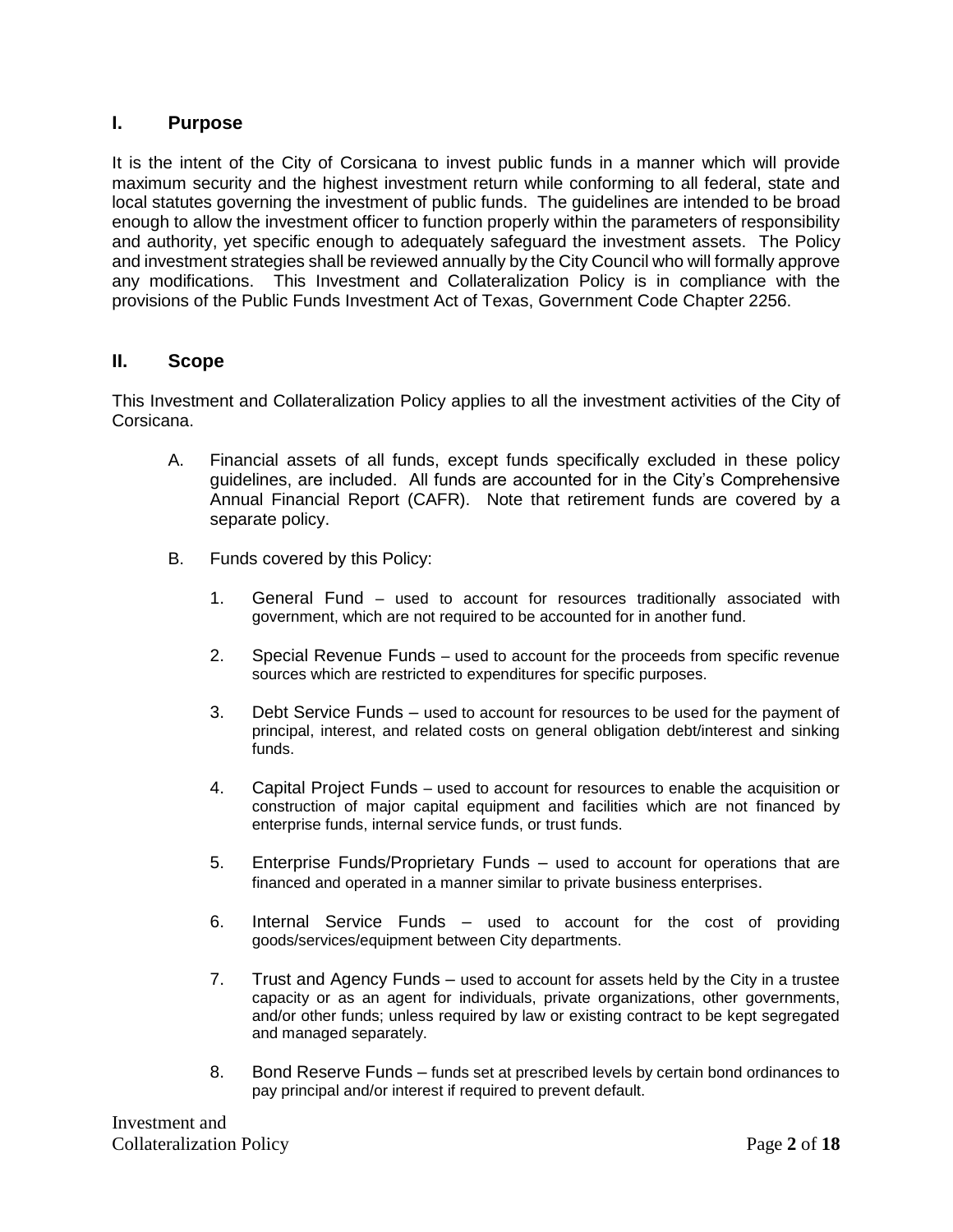## I. Purpose

It is the intent of the City of Corsicana to invest public funds in a manner which will provide maximum security and the highest investment return while conforming to all federal, state and local statutes governing the investment of public funds. The guidelines are intended to be broad enough to allow the investment officer to function properly within the parameters of responsibility and authority, yet specific enough to adequately safeguard the investment assets. The Policy and investment strategies shall be reviewed annually by the City Council who will formally approve any modifications. This Investment and Collateralization Policy is in compliance with the provisions of the Public Funds Investment Act of Texas, Government Code Chapter 2256.

## II. Scope

This Investment and Collateralization Policy applies to all the investment activities of the City of Corsicana.

A. Financial assets of all funds, except funds specifically excluded in these policy guidelines, are included. All funds are accounted for in the City's Comprehensive Annual Financial Report (CAFR). Note that retirement funds are covered by a separate policy.

B. Funds covered by this Policy:

1. General Fund – used to account for resources traditionally associated with government, which are not required to be accounted for in another fund.

2. Special Revenue Funds – used to account for the proceeds from specific revenue sources which are restricted to expenditures for specific purposes.

3. Debt Service Funds – used to account for resources to be used for the payment of principal, interest, and related costs on general obligation debt/interest and sinking funds.

4. Capital Project Funds – used to account for resources to enable the acquisition or construction of major capital equipment and facilities which are not financed by enterprise funds, internal service funds, or trust funds.

5. Enterprise Funds/Proprietary Funds – used to account for operations that are financed and operated in a manner similar to private business enterprises.

6. Internal Service Funds – used to account for the cost of providing goods/services/equipment between City departments.

7. Trust and Agency Funds – used to account for assets held by the City in a trustee capacity or as an agent for individuals, private organizations, other governments, and/or other funds; unless required by law or existing contract to be kept segregated and managed separately.

8. Bond Reserve Funds – funds set at prescribed levels by certain bond ordinances to pay principal and/or interest if required to prevent default.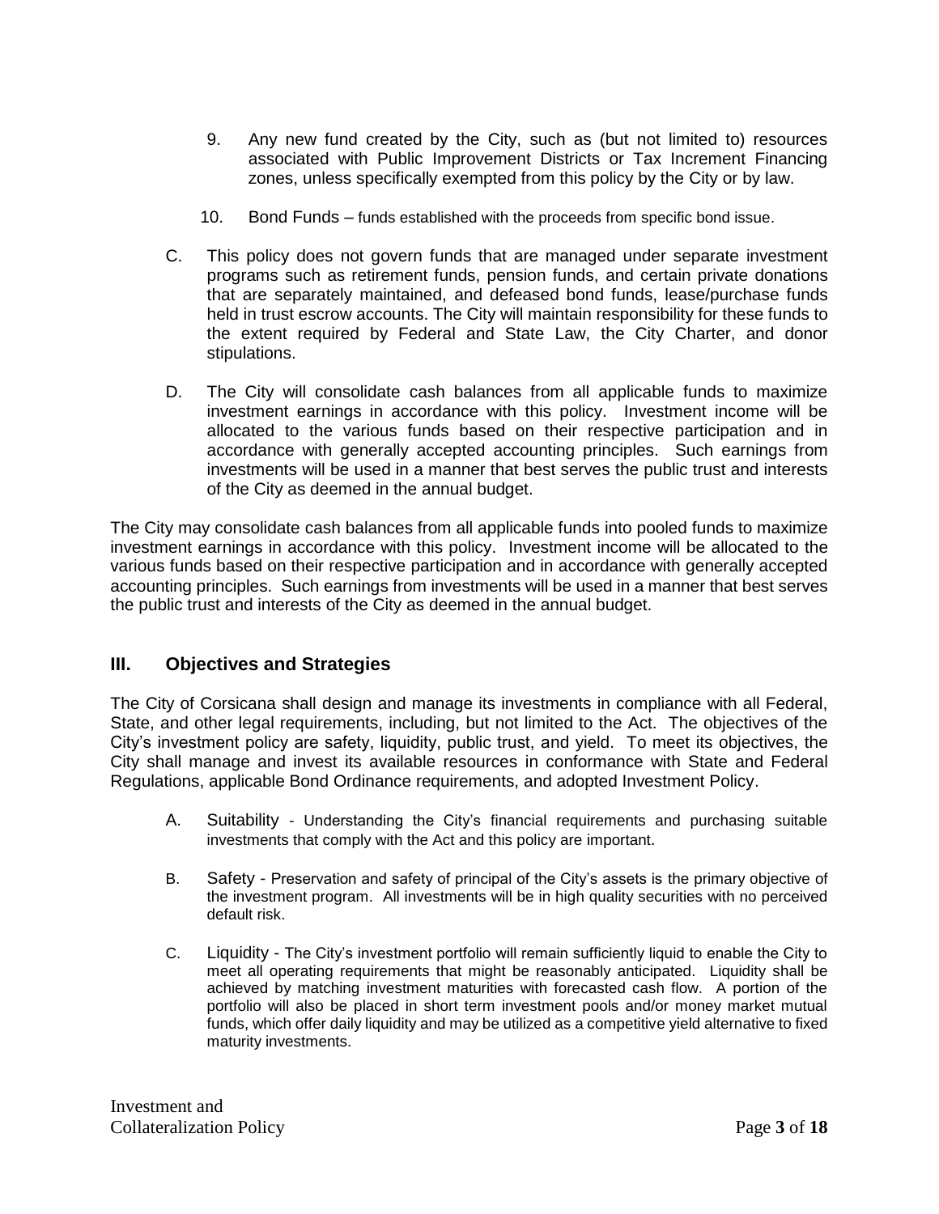9. Any new fund created by the City, such as (but not limited to) resources associated with Public Improvement Districts or Tax Increment Financing zones, unless specifically exempted from this policy by the City or by law.

10. Bond Funds – funds established with the proceeds from specific bond issue.

C. This policy does not govern funds that are managed under separate investment programs such as retirement funds, pension funds, and certain private donations that are separately maintained, and defeased bond funds, lease/purchase funds held in trust escrow accounts. The City will maintain responsibility for these funds to the extent required by Federal and State Law, the City Charter, and donor stipulations.

D. The City will consolidate cash balances from all applicable funds to maximize investment earnings in accordance with this policy. Investment income will be allocated to the various funds based on their respective participation and in accordance with generally accepted accounting principles. Such earnings from investments will be used in a manner that best serves the public trust and interests of the City as deemed in the annual budget.

The City may consolidate cash balances from all applicable funds into pooled funds to maximize investment earnings in accordance with this policy. Investment income will be allocated to the various funds based on their respective participation and in accordance with generally accepted accounting principles. Such earnings from investments will be used in a manner that best serves the public trust and interests of the City as deemed in the annual budget.

## III. Objectives and Strategies

The City of Corsicana shall design and manage its investments in compliance with all Federal, State, and other legal requirements, including, but not limited to the Act. The objectives of the City's investment policy are safety, liquidity, public trust, and yield. To meet its objectives, the City shall manage and invest its available resources in conformance with State and Federal Regulations, applicable Bond Ordinance requirements, and adopted Investment Policy.

A. Suitability - Understanding the City's financial requirements and purchasing suitable investments that comply with the Act and this policy are important.

B. Safety - Preservation and safety of principal of the City's assets is the primary objective of the investment program. All investments will be in high quality securities with no perceived default risk.

C. Liquidity - The City's investment portfolio will remain sufficiently liquid to enable the City to meet all operating requirements that might be reasonably anticipated. Liquidity shall be achieved by matching investment maturities with forecasted cash flow. A portion of the portfolio will also be placed in short term investment pools and/or money market mutual funds, which offer daily liquidity and may be utilized as a competitive yield alternative to fixed maturity investments.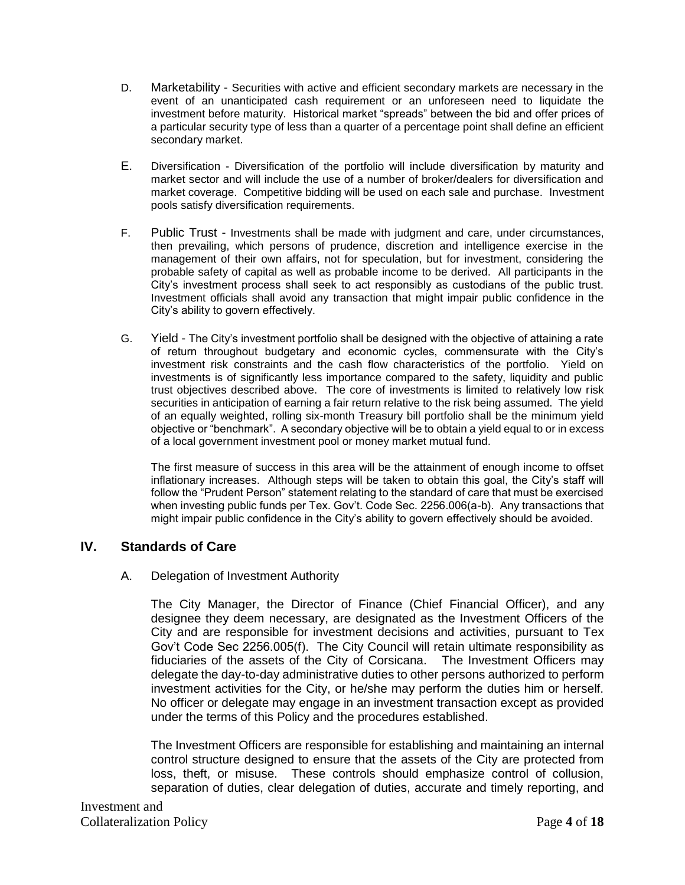D. Marketability - Securities with active and efficient secondary markets are necessary in the event of an unanticipated cash requirement or an unforeseen need to liquidate the investment before maturity. Historical market "spreads" between the bid and offer prices of a particular security type of less than a quarter of a percentage point shall define an efficient secondary market.

E. Diversification - Diversification of the portfolio will include diversification by maturity and market sector and will include the use of a number of broker/dealers for diversification and market coverage. Competitive bidding will be used on each sale and purchase. Investment pools satisfy diversification requirements.

F. Public Trust - Investments shall be made with judgment and care, under circumstances, then prevailing, which persons of prudence, discretion and intelligence exercise in the management of their own affairs, not for speculation, but for investment, considering the probable safety of capital as well as probable income to be derived. All participants in the City's investment process shall seek to act responsibly as custodians of the public trust. Investment officials shall avoid any transaction that might impair public confidence in the City's ability to govern effectively.

G. Yield - The City's investment portfolio shall be designed with the objective of attaining a rate of return throughout budgetary and economic cycles, commensurate with the City's investment risk constraints and the cash flow characteristics of the portfolio. Yield on investments is of significantly less importance compared to the safety, liquidity and public trust objectives described above. The core of investments is limited to relatively low risk securities in anticipation of earning a fair return relative to the risk being assumed. The yield of an equally weighted, rolling six-month Treasury bill portfolio shall be the minimum yield objective or "benchmark". A secondary objective will be to obtain a yield equal to or in excess of a local government investment pool or money market mutual fund.

The first measure of success in this area will be the attainment of enough income to offset inflationary increases. Although steps will be taken to obtain this goal, the City's staff will follow the "Prudent Person" statement relating to the standard of care that must be exercised when investing public funds per Tex. Gov't. Code Sec. 2256.006(a-b). Any transactions that might impair public confidence in the City's ability to govern effectively should be avoided.

## IV. Standards of Care

A. Delegation of Investment Authority

The City Manager, the Director of Finance (Chief Financial Officer), and any designee they deem necessary, are designated as the Investment Officers of the City and are responsible for investment decisions and activities, pursuant to Tex Gov't Code Sec 2256.005(f). The City Council will retain ultimate responsibility as fiduciaries of the assets of the City of Corsicana. The Investment Officers may delegate the day-to-day administrative duties to other persons authorized to perform investment activities for the City, or he/she may perform the duties him or herself. No officer or delegate may engage in an investment transaction except as provided under the terms of this Policy and the procedures established.

The Investment Officers are responsible for establishing and maintaining an internal control structure designed to ensure that the assets of the City are protected from loss, theft, or misuse. These controls should emphasize control of collusion, separation of duties, clear delegation of duties, accurate and timely reporting, and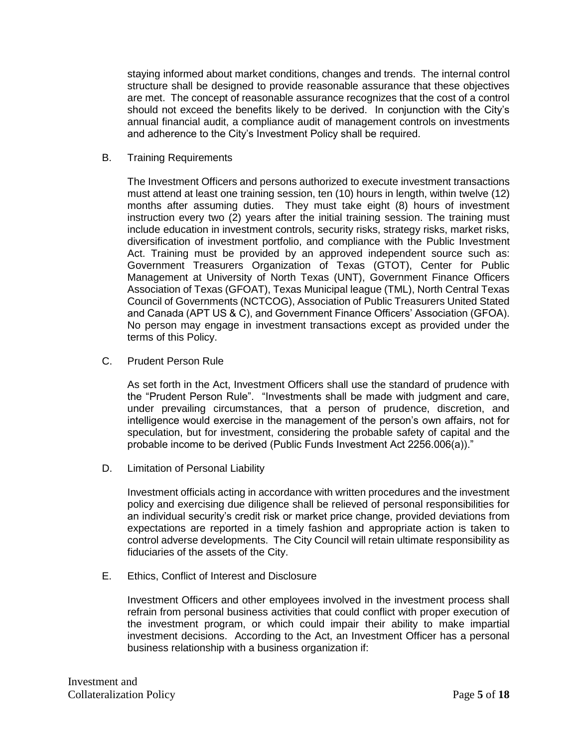staying informed about market conditions, changes and trends. The internal control structure shall be designed to provide reasonable assurance that these objectives are met. The concept of reasonable assurance recognizes that the cost of a control should not exceed the benefits likely to be derived. In conjunction with the City's annual financial audit, a compliance audit of management controls on investments and adherence to the City's Investment Policy shall be required.

B. Training Requirements

The Investment Officers and persons authorized to execute investment transactions must attend at least one training session, ten (10) hours in length, within twelve (12) months after assuming duties. They must take eight (8) hours of investment instruction every two (2) years after the initial training session. The training must include education in investment controls, security risks, strategy risks, market risks, diversification of investment portfolio, and compliance with the Public Investment Act. Training must be provided by an approved independent source such as: Government Treasurers Organization of Texas (GTOT), Center for Public Management at University of North Texas (UNT), Government Finance Officers Association of Texas (GFOAT), Texas Municipal league (TML), North Central Texas Council of Governments (NCTCOG), Association of Public Treasurers United Stated and Canada (APT US & C), and Government Finance Officers' Association (GFOA). No person may engage in investment transactions except as provided under the terms of this Policy.

C. Prudent Person Rule

As set forth in the Act, Investment Officers shall use the standard of prudence with the "Prudent Person Rule". "Investments shall be made with judgment and care, under prevailing circumstances, that a person of prudence, discretion, and intelligence would exercise in the management of the person's own affairs, not for speculation, but for investment, considering the probable safety of capital and the probable income to be derived (Public Funds Investment Act 2256.006(a))."

D. Limitation of Personal Liability

Investment officials acting in accordance with written procedures and the investment policy and exercising due diligence shall be relieved of personal responsibilities for an individual security's credit risk or market price change, provided deviations from expectations are reported in a timely fashion and appropriate action is taken to control adverse developments. The City Council will retain ultimate responsibility as fiduciaries of the assets of the City.

E. Ethics, Conflict of Interest and Disclosure

Investment Officers and other employees involved in the investment process shall refrain from personal business activities that could conflict with proper execution of the investment program, or which could impair their ability to make impartial investment decisions. According to the Act, an Investment Officer has a personal business relationship with a business organization if: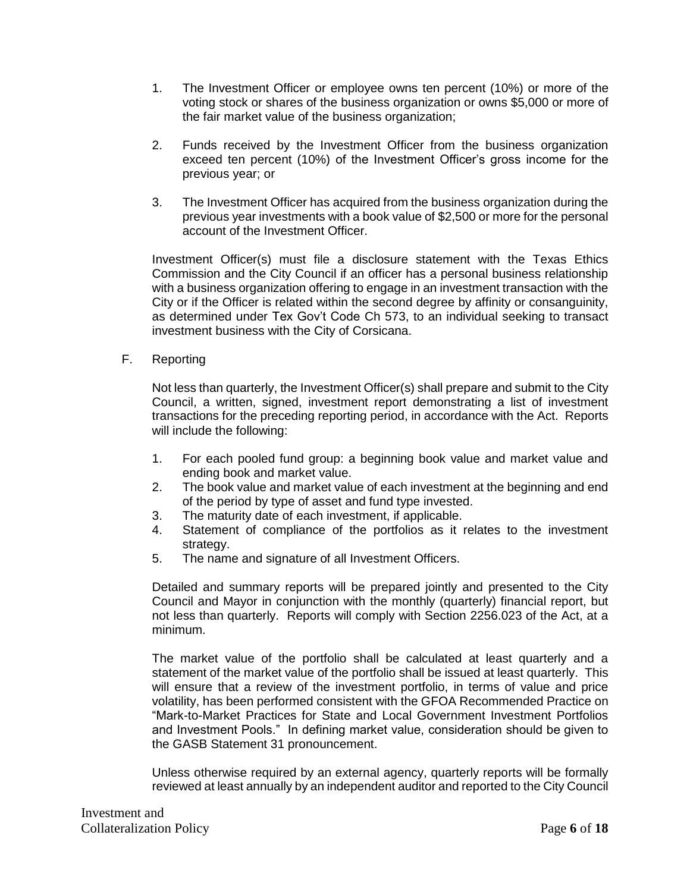1. The Investment Officer or employee owns ten percent (10%) or more of the voting stock or shares of the business organization or owns $5,000 or more of the fair market value of the business organization;

2. Funds received by the Investment Officer from the business organization exceed ten percent (10%) of the Investment Officer's gross income for the previous year; or

3. The Investment Officer has acquired from the business organization during the previous year investments with a book value of $2,500 or more for the personal account of the Investment Officer.

Investment Officer(s) must file a disclosure statement with the Texas Ethics Commission and the City Council if an officer has a personal business relationship with a business organization offering to engage in an investment transaction with the City or if the Officer is related within the second degree by affinity or consanguinity, as determined under Tex Gov't Code Ch 573, to an individual seeking to transact investment business with the City of Corsicana.

F. Reporting

Not less than quarterly, the Investment Officer(s) shall prepare and submit to the City Council, a written, signed, investment report demonstrating a list of investment transactions for the preceding reporting period, in accordance with the Act. Reports will include the following:

1. For each pooled fund group: a beginning book value and market value and ending book and market value.
2. The book value and market value of each investment at the beginning and end of the period by type of asset and fund type invested.
3. The maturity date of each investment, if applicable.
4. Statement of compliance of the portfolios as it relates to the investment strategy.
5. The name and signature of all Investment Officers.

Detailed and summary reports will be prepared jointly and presented to the City Council and Mayor in conjunction with the monthly (quarterly) financial report, but not less than quarterly. Reports will comply with Section 2256.023 of the Act, at a minimum.

The market value of the portfolio shall be calculated at least quarterly and a statement of the market value of the portfolio shall be issued at least quarterly. This will ensure that a review of the investment portfolio, in terms of value and price volatility, has been performed consistent with the GFOA Recommended Practice on "Mark-to-Market Practices for State and Local Government Investment Portfolios and Investment Pools." In defining market value, consideration should be given to the GASB Statement 31 pronouncement.

Unless otherwise required by an external agency, quarterly reports will be formally reviewed at least annually by an independent auditor and reported to the City Council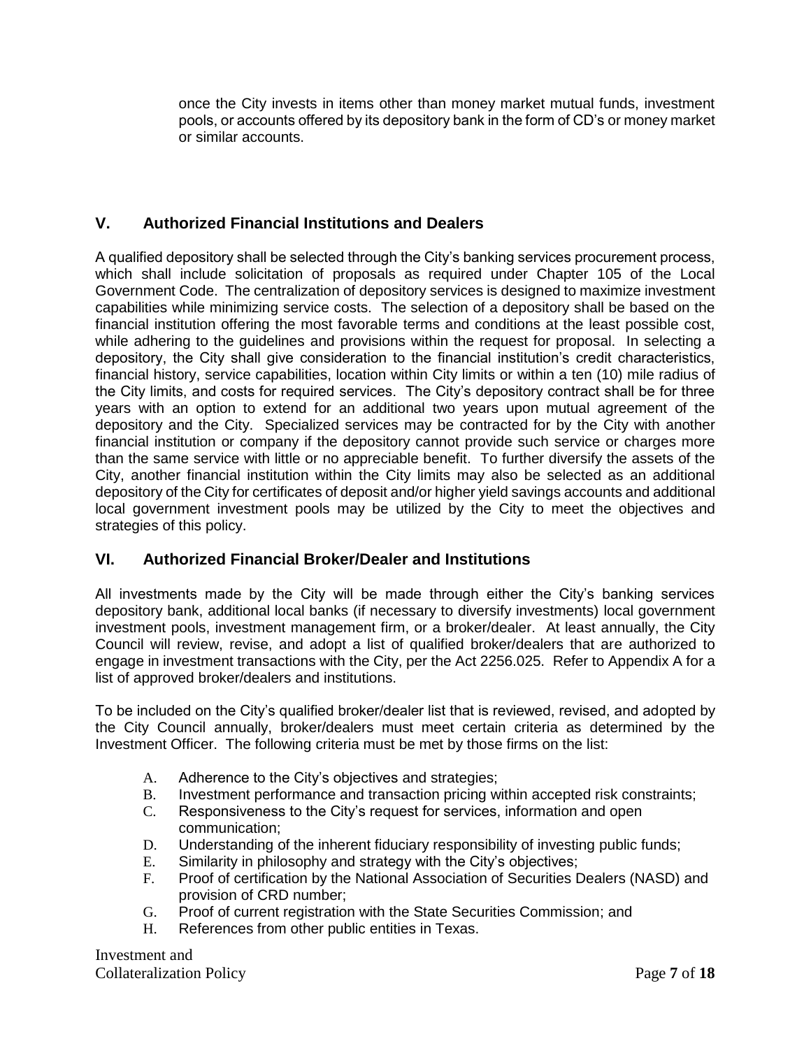once the City invests in items other than money market mutual funds, investment pools, or accounts offered by its depository bank in the form of CD's or money market or similar accounts.

## V. Authorized Financial Institutions and Dealers

A qualified depository shall be selected through the City's banking services procurement process, which shall include solicitation of proposals as required under Chapter 105 of the Local Government Code. The centralization of depository services is designed to maximize investment capabilities while minimizing service costs. The selection of a depository shall be based on the financial institution offering the most favorable terms and conditions at the least possible cost, while adhering to the guidelines and provisions within the request for proposal. In selecting a depository, the City shall give consideration to the financial institution's credit characteristics, financial history, service capabilities, location within City limits or within a ten (10) mile radius of the City limits, and costs for required services. The City's depository contract shall be for three years with an option to extend for an additional two years upon mutual agreement of the depository and the City. Specialized services may be contracted for by the City with another financial institution or company if the depository cannot provide such service or charges more than the same service with little or no appreciable benefit. To further diversify the assets of the City, another financial institution within the City limits may also be selected as an additional depository of the City for certificates of deposit and/or higher yield savings accounts and additional local government investment pools may be utilized by the City to meet the objectives and strategies of this policy.

## VI. Authorized Financial Broker/Dealer and Institutions

All investments made by the City will be made through either the City's banking services depository bank, additional local banks (if necessary to diversify investments) local government investment pools, investment management firm, or a broker/dealer. At least annually, the City Council will review, revise, and adopt a list of qualified broker/dealers that are authorized to engage in investment transactions with the City, per the Act 2256.025. Refer to Appendix A for a list of approved broker/dealers and institutions.

To be included on the City's qualified broker/dealer list that is reviewed, revised, and adopted by the City Council annually, broker/dealers must meet certain criteria as determined by the Investment Officer. The following criteria must be met by those firms on the list:

A. Adherence to the City's objectives and strategies;
B. Investment performance and transaction pricing within accepted risk constraints;
C. Responsiveness to the City's request for services, information and open communication;
D. Understanding of the inherent fiduciary responsibility of investing public funds;
E. Similarity in philosophy and strategy with the City's objectives;
F. Proof of certification by the National Association of Securities Dealers (NASD) and provision of CRD number;
G. Proof of current registration with the State Securities Commission; and
H. References from other public entities in Texas.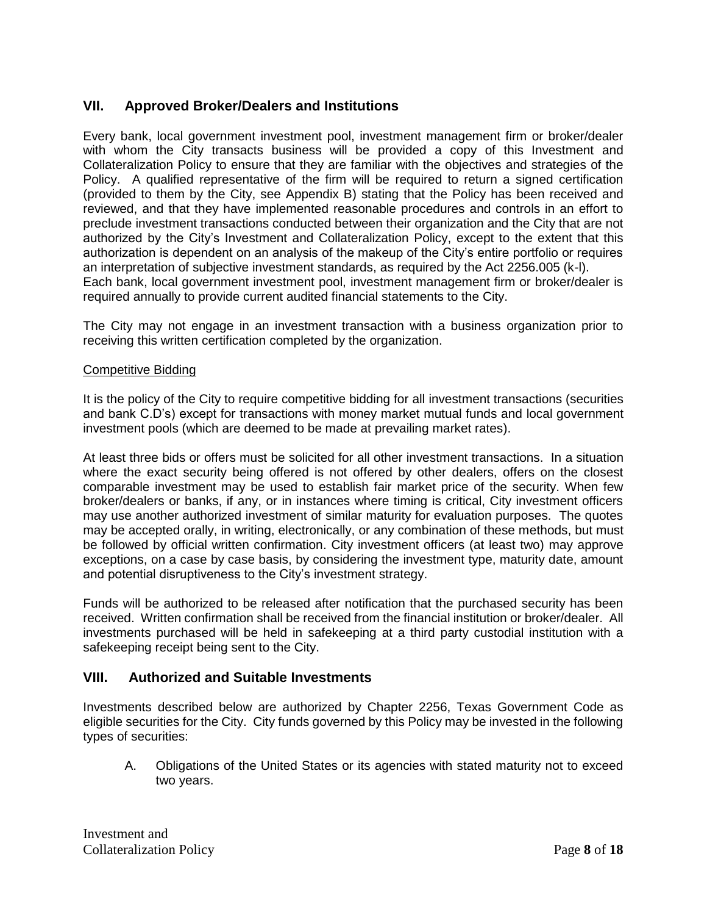## VII. Approved Broker/Dealers and Institutions

Every bank, local government investment pool, investment management firm or broker/dealer with whom the City transacts business will be provided a copy of this Investment and Collateralization Policy to ensure that they are familiar with the objectives and strategies of the Policy. A qualified representative of the firm will be required to return a signed certification (provided to them by the City, see Appendix B) stating that the Policy has been received and reviewed, and that they have implemented reasonable procedures and controls in an effort to preclude investment transactions conducted between their organization and the City that are not authorized by the City's Investment and Collateralization Policy, except to the extent that this authorization is dependent on an analysis of the makeup of the City's entire portfolio or requires an interpretation of subjective investment standards, as required by the Act 2256.005 (k-l).
Each bank, local government investment pool, investment management firm or broker/dealer is required annually to provide current audited financial statements to the City.

The City may not engage in an investment transaction with a business organization prior to receiving this written certification completed by the organization.

Competitive Bidding

It is the policy of the City to require competitive bidding for all investment transactions (securities and bank C.D's) except for transactions with money market mutual funds and local government investment pools (which are deemed to be made at prevailing market rates).

At least three bids or offers must be solicited for all other investment transactions. In a situation where the exact security being offered is not offered by other dealers, offers on the closest comparable investment may be used to establish fair market price of the security. When few broker/dealers or banks, if any, or in instances where timing is critical, City investment officers may use another authorized investment of similar maturity for evaluation purposes. The quotes may be accepted orally, in writing, electronically, or any combination of these methods, but must be followed by official written confirmation. City investment officers (at least two) may approve exceptions, on a case by case basis, by considering the investment type, maturity date, amount and potential disruptiveness to the City's investment strategy.

Funds will be authorized to be released after notification that the purchased security has been received. Written confirmation shall be received from the financial institution or broker/dealer. All investments purchased will be held in safekeeping at a third party custodial institution with a safekeeping receipt being sent to the City.

## VIII. Authorized and Suitable Investments

Investments described below are authorized by Chapter 2256, Texas Government Code as eligible securities for the City. City funds governed by this Policy may be invested in the following types of securities:

A. Obligations of the United States or its agencies with stated maturity not to exceed two years.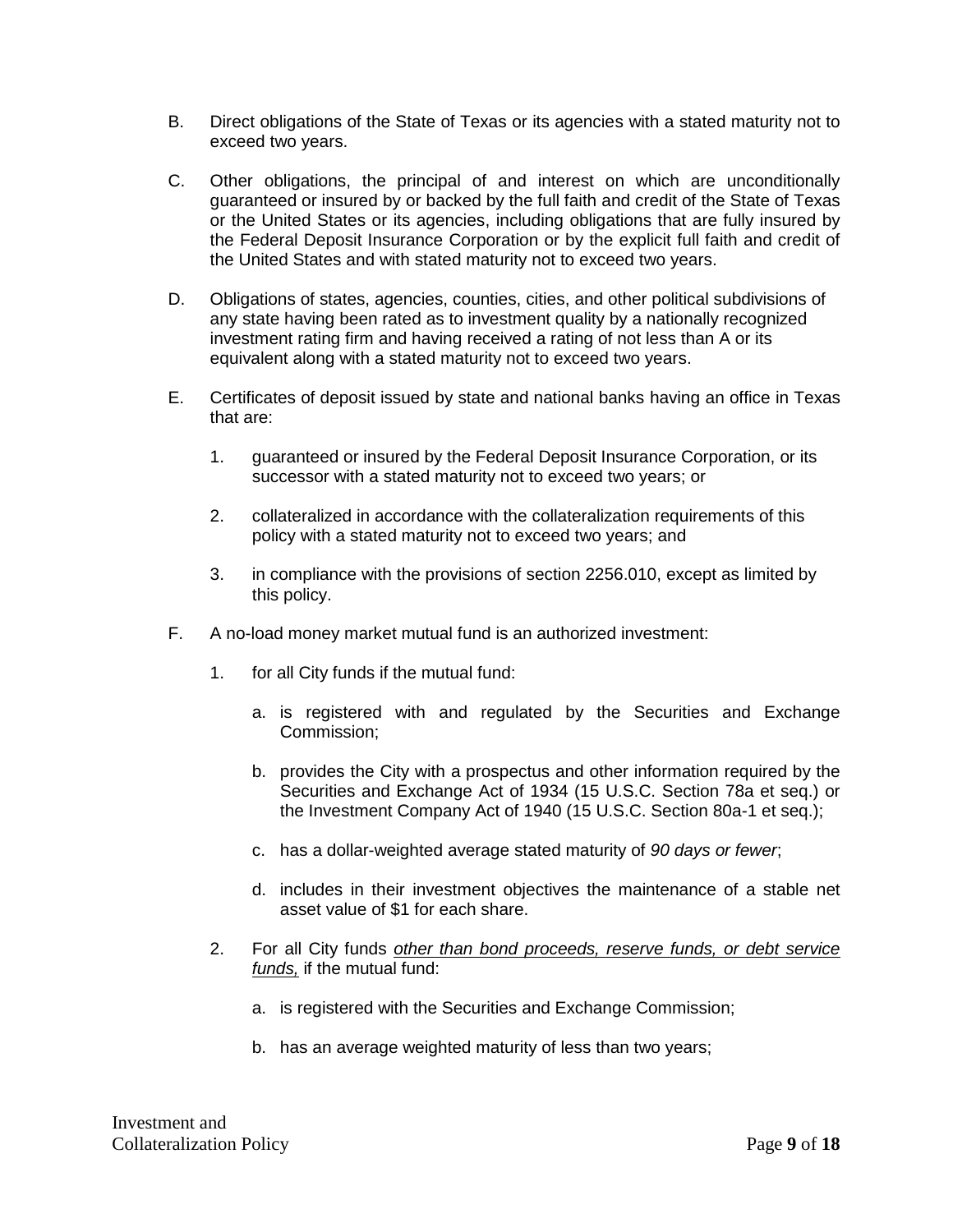B. Direct obligations of the State of Texas or its agencies with a stated maturity not to exceed two years.

C. Other obligations, the principal of and interest on which are unconditionally guaranteed or insured by or backed by the full faith and credit of the State of Texas or the United States or its agencies, including obligations that are fully insured by the Federal Deposit Insurance Corporation or by the explicit full faith and credit of the United States and with stated maturity not to exceed two years.

D. Obligations of states, agencies, counties, cities, and other political subdivisions of any state having been rated as to investment quality by a nationally recognized investment rating firm and having received a rating of not less than A or its equivalent along with a stated maturity not to exceed two years.

E. Certificates of deposit issued by state and national banks having an office in Texas that are:

   1. guaranteed or insured by the Federal Deposit Insurance Corporation, or its successor with a stated maturity not to exceed two years; or

   2. collateralized in accordance with the collateralization requirements of this policy with a stated maturity not to exceed two years; and

   3. in compliance with the provisions of section 2256.010, except as limited by this policy.

F. A no-load money market mutual fund is an authorized investment:

   1. for all City funds if the mutual fund:

      a. is registered with and regulated by the Securities and Exchange Commission;

      b. provides the City with a prospectus and other information required by the Securities and Exchange Act of 1934 (15 U.S.C. Section 78a et seq.) or the Investment Company Act of 1940 (15 U.S.C. Section 80a-1 et seq.);

      c. has a dollar-weighted average stated maturity of *90 days or fewer*;

      d. includes in their investment objectives the maintenance of a stable net asset value of $1 for each share.

   2. For all City funds <u>*other than bond proceeds, reserve funds, or debt service funds,*</u> if the mutual fund:

      a. is registered with the Securities and Exchange Commission;

      b. has an average weighted maturity of less than two years;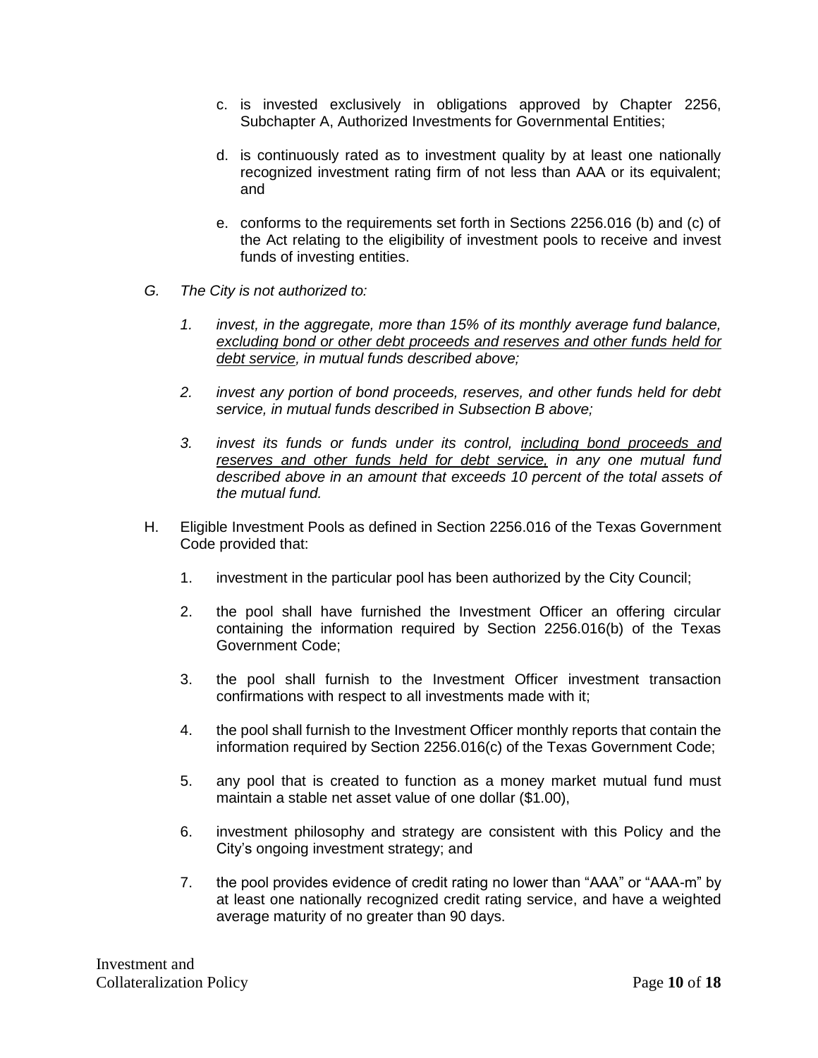c. is invested exclusively in obligations approved by Chapter 2256, Subchapter A, Authorized Investments for Governmental Entities;

d. is continuously rated as to investment quality by at least one nationally recognized investment rating firm of not less than AAA or its equivalent; and

e. conforms to the requirements set forth in Sections 2256.016 (b) and (c) of the Act relating to the eligibility of investment pools to receive and invest funds of investing entities.

*G. The City is not authorized to:*

*1. invest, in the aggregate, more than 15% of its monthly average fund balance, <u>excluding bond or other debt proceeds and reserves and other funds held for debt service</u>, in mutual funds described above;*

*2. invest any portion of bond proceeds, reserves, and other funds held for debt service, in mutual funds described in Subsection B above;*

*3. invest its funds or funds under its control, <u>including bond proceeds and reserves and other funds held for debt service,</u> in any one mutual fund described above in an amount that exceeds 10 percent of the total assets of the mutual fund.*

H. Eligible Investment Pools as defined in Section 2256.016 of the Texas Government Code provided that:

1. investment in the particular pool has been authorized by the City Council;

2. the pool shall have furnished the Investment Officer an offering circular containing the information required by Section 2256.016(b) of the Texas Government Code;

3. the pool shall furnish to the Investment Officer investment transaction confirmations with respect to all investments made with it;

4. the pool shall furnish to the Investment Officer monthly reports that contain the information required by Section 2256.016(c) of the Texas Government Code;

5. any pool that is created to function as a money market mutual fund must maintain a stable net asset value of one dollar ($1.00),

6. investment philosophy and strategy are consistent with this Policy and the City's ongoing investment strategy; and

7. the pool provides evidence of credit rating no lower than "AAA" or "AAA-m" by at least one nationally recognized credit rating service, and have a weighted average maturity of no greater than 90 days.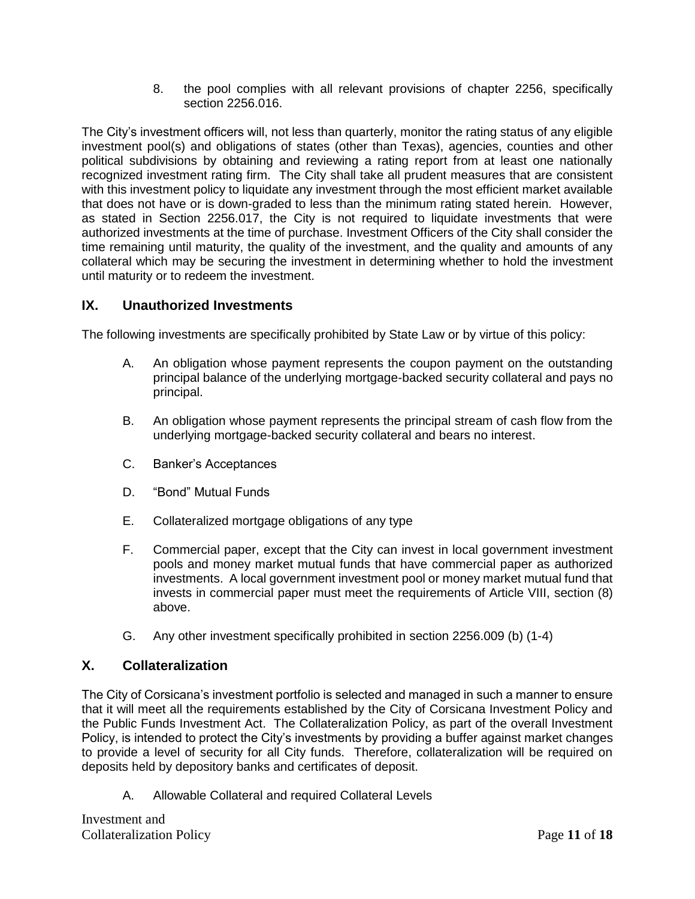8. the pool complies with all relevant provisions of chapter 2256, specifically section 2256.016.

The City's investment officers will, not less than quarterly, monitor the rating status of any eligible investment pool(s) and obligations of states (other than Texas), agencies, counties and other political subdivisions by obtaining and reviewing a rating report from at least one nationally recognized investment rating firm. The City shall take all prudent measures that are consistent with this investment policy to liquidate any investment through the most efficient market available that does not have or is down-graded to less than the minimum rating stated herein. However, as stated in Section 2256.017, the City is not required to liquidate investments that were authorized investments at the time of purchase. Investment Officers of the City shall consider the time remaining until maturity, the quality of the investment, and the quality and amounts of any collateral which may be securing the investment in determining whether to hold the investment until maturity or to redeem the investment.

## IX. Unauthorized Investments

The following investments are specifically prohibited by State Law or by virtue of this policy:

A. An obligation whose payment represents the coupon payment on the outstanding principal balance of the underlying mortgage-backed security collateral and pays no principal.

B. An obligation whose payment represents the principal stream of cash flow from the underlying mortgage-backed security collateral and bears no interest.

C. Banker's Acceptances

D. "Bond" Mutual Funds

E. Collateralized mortgage obligations of any type

F. Commercial paper, except that the City can invest in local government investment pools and money market mutual funds that have commercial paper as authorized investments. A local government investment pool or money market mutual fund that invests in commercial paper must meet the requirements of Article VIII, section (8) above.

G. Any other investment specifically prohibited in section 2256.009 (b) (1-4)

## X. Collateralization

The City of Corsicana's investment portfolio is selected and managed in such a manner to ensure that it will meet all the requirements established by the City of Corsicana Investment Policy and the Public Funds Investment Act. The Collateralization Policy, as part of the overall Investment Policy, is intended to protect the City's investments by providing a buffer against market changes to provide a level of security for all City funds. Therefore, collateralization will be required on deposits held by depository banks and certificates of deposit.

A. Allowable Collateral and required Collateral Levels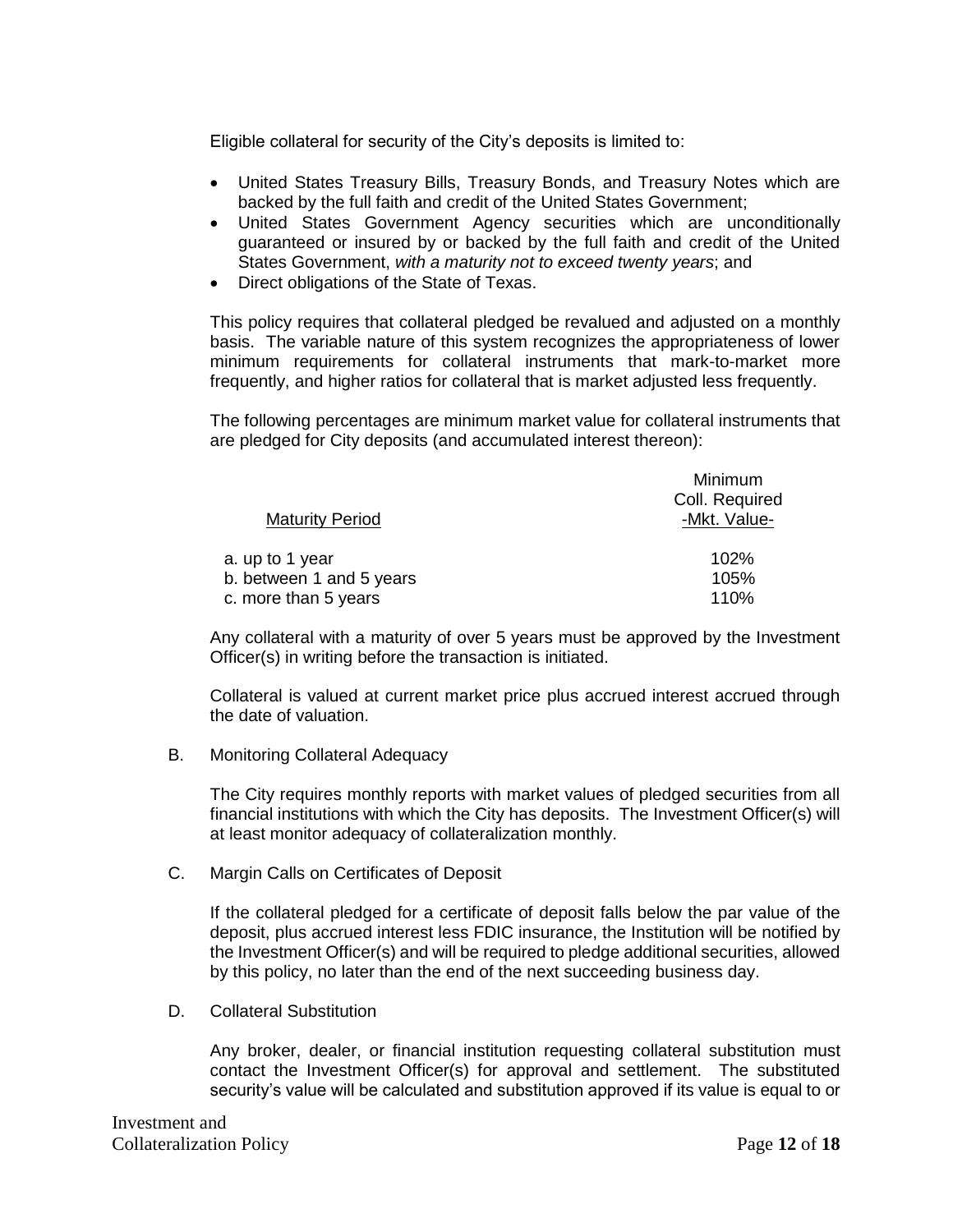Eligible collateral for security of the City's deposits is limited to:

- United States Treasury Bills, Treasury Bonds, and Treasury Notes which are backed by the full faith and credit of the United States Government;
- United States Government Agency securities which are unconditionally guaranteed or insured by or backed by the full faith and credit of the United States Government, *with a maturity not to exceed twenty years*; and
- Direct obligations of the State of Texas.

This policy requires that collateral pledged be revalued and adjusted on a monthly basis. The variable nature of this system recognizes the appropriateness of lower minimum requirements for collateral instruments that mark-to-market more frequently, and higher ratios for collateral that is market adjusted less frequently.

The following percentages are minimum market value for collateral instruments that are pledged for City deposits (and accumulated interest thereon):

| Maturity Period | Minimum Coll. Required -Mkt. Value- |
|---|---|
| a. up to 1 year | 102% |
| b. between 1 and 5 years | 105% |
| c. more than 5 years | 110% |

Any collateral with a maturity of over 5 years must be approved by the Investment Officer(s) in writing before the transaction is initiated.

Collateral is valued at current market price plus accrued interest accrued through the date of valuation.

B. Monitoring Collateral Adequacy

The City requires monthly reports with market values of pledged securities from all financial institutions with which the City has deposits. The Investment Officer(s) will at least monitor adequacy of collateralization monthly.

C. Margin Calls on Certificates of Deposit

If the collateral pledged for a certificate of deposit falls below the par value of the deposit, plus accrued interest less FDIC insurance, the Institution will be notified by the Investment Officer(s) and will be required to pledge additional securities, allowed by this policy, no later than the end of the next succeeding business day.

D. Collateral Substitution

Any broker, dealer, or financial institution requesting collateral substitution must contact the Investment Officer(s) for approval and settlement. The substituted security's value will be calculated and substitution approved if its value is equal to or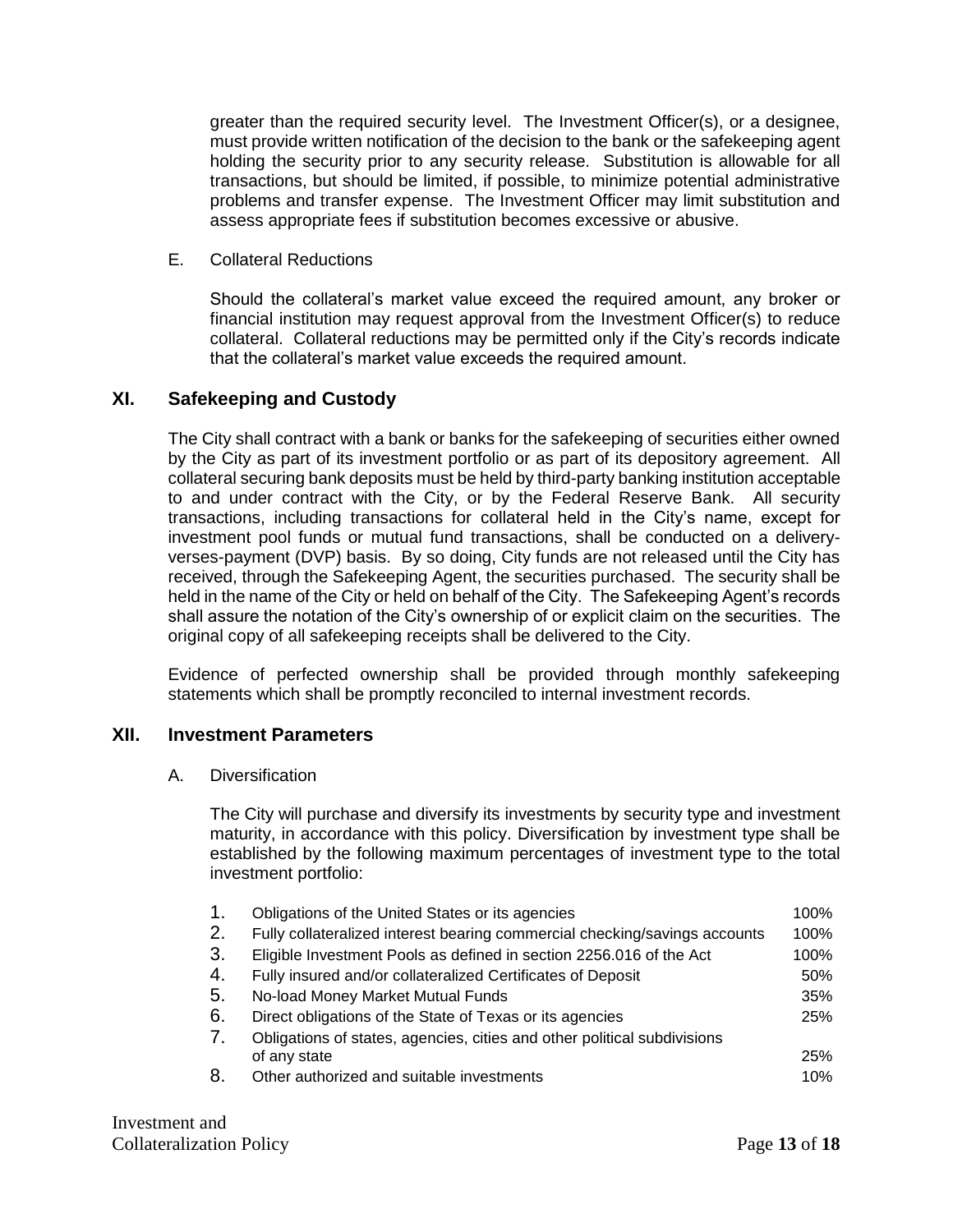greater than the required security level. The Investment Officer(s), or a designee, must provide written notification of the decision to the bank or the safekeeping agent holding the security prior to any security release. Substitution is allowable for all transactions, but should be limited, if possible, to minimize potential administrative problems and transfer expense. The Investment Officer may limit substitution and assess appropriate fees if substitution becomes excessive or abusive.

E. Collateral Reductions

Should the collateral's market value exceed the required amount, any broker or financial institution may request approval from the Investment Officer(s) to reduce collateral. Collateral reductions may be permitted only if the City's records indicate that the collateral's market value exceeds the required amount.

## XI. Safekeeping and Custody

The City shall contract with a bank or banks for the safekeeping of securities either owned by the City as part of its investment portfolio or as part of its depository agreement. All collateral securing bank deposits must be held by third-party banking institution acceptable to and under contract with the City, or by the Federal Reserve Bank. All security transactions, including transactions for collateral held in the City's name, except for investment pool funds or mutual fund transactions, shall be conducted on a delivery-verses-payment (DVP) basis. By so doing, City funds are not released until the City has received, through the Safekeeping Agent, the securities purchased. The security shall be held in the name of the City or held on behalf of the City. The Safekeeping Agent's records shall assure the notation of the City's ownership of or explicit claim on the securities. The original copy of all safekeeping receipts shall be delivered to the City.

Evidence of perfected ownership shall be provided through monthly safekeeping statements which shall be promptly reconciled to internal investment records.

## XII. Investment Parameters

A. Diversification

The City will purchase and diversify its investments by security type and investment maturity, in accordance with this policy. Diversification by investment type shall be established by the following maximum percentages of investment type to the total investment portfolio:

| | Investment Type | Maximum |
|---|---|---|
| 1. | Obligations of the United States or its agencies | 100% |
| 2. | Fully collateralized interest bearing commercial checking/savings accounts | 100% |
| 3. | Eligible Investment Pools as defined in section 2256.016 of the Act | 100% |
| 4. | Fully insured and/or collateralized Certificates of Deposit | 50% |
| 5. | No-load Money Market Mutual Funds | 35% |
| 6. | Direct obligations of the State of Texas or its agencies | 25% |
| 7. | Obligations of states, agencies, cities and other political subdivisions of any state | 25% |
| 8. | Other authorized and suitable investments | 10% |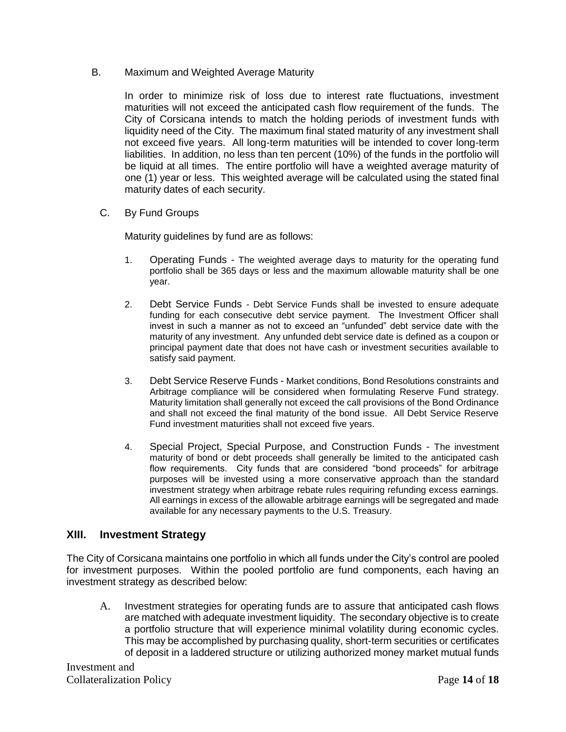B. Maximum and Weighted Average Maturity

In order to minimize risk of loss due to interest rate fluctuations, investment maturities will not exceed the anticipated cash flow requirement of the funds. The City of Corsicana intends to match the holding periods of investment funds with liquidity need of the City. The maximum final stated maturity of any investment shall not exceed five years. All long-term maturities will be intended to cover long-term liabilities. In addition, no less than ten percent (10%) of the funds in the portfolio will be liquid at all times. The entire portfolio will have a weighted average maturity of one (1) year or less. This weighted average will be calculated using the stated final maturity dates of each security.

C. By Fund Groups

Maturity guidelines by fund are as follows:

1. Operating Funds - The weighted average days to maturity for the operating fund portfolio shall be 365 days or less and the maximum allowable maturity shall be one year.

2. Debt Service Funds - Debt Service Funds shall be invested to ensure adequate funding for each consecutive debt service payment. The Investment Officer shall invest in such a manner as not to exceed an "unfunded" debt service date with the maturity of any investment. Any unfunded debt service date is defined as a coupon or principal payment date that does not have cash or investment securities available to satisfy said payment.

3. Debt Service Reserve Funds - Market conditions, Bond Resolutions constraints and Arbitrage compliance will be considered when formulating Reserve Fund strategy. Maturity limitation shall generally not exceed the call provisions of the Bond Ordinance and shall not exceed the final maturity of the bond issue. All Debt Service Reserve Fund investment maturities shall not exceed five years.

4. Special Project, Special Purpose, and Construction Funds - The investment maturity of bond or debt proceeds shall generally be limited to the anticipated cash flow requirements. City funds that are considered "bond proceeds" for arbitrage purposes will be invested using a more conservative approach than the standard investment strategy when arbitrage rebate rules requiring refunding excess earnings. All earnings in excess of the allowable arbitrage earnings will be segregated and made available for any necessary payments to the U.S. Treasury.

## XIII. Investment Strategy

The City of Corsicana maintains one portfolio in which all funds under the City's control are pooled for investment purposes. Within the pooled portfolio are fund components, each having an investment strategy as described below:

A. Investment strategies for operating funds are to assure that anticipated cash flows are matched with adequate investment liquidity. The secondary objective is to create a portfolio structure that will experience minimal volatility during economic cycles. This may be accomplished by purchasing quality, short-term securities or certificates of deposit in a laddered structure or utilizing authorized money market mutual funds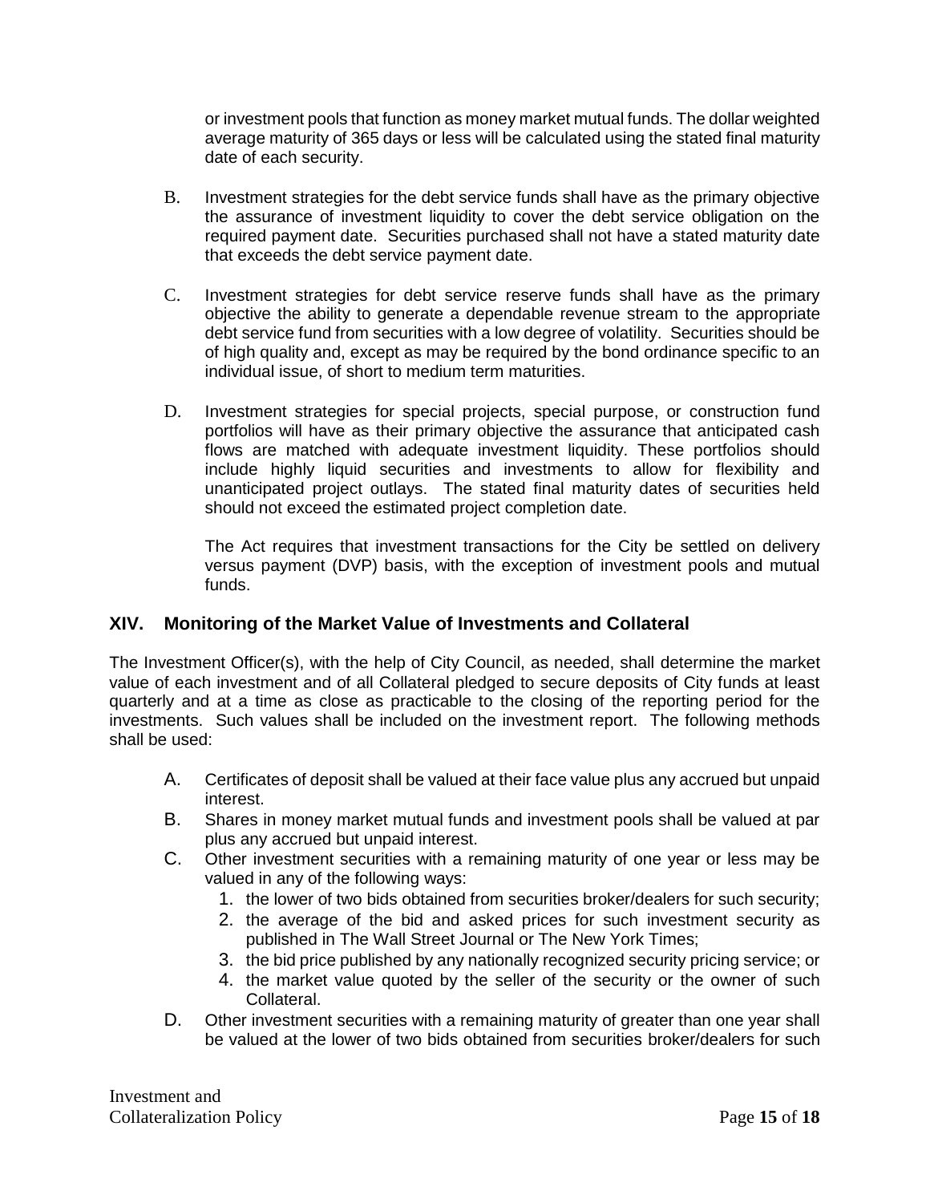or investment pools that function as money market mutual funds. The dollar weighted average maturity of 365 days or less will be calculated using the stated final maturity date of each security.

B. Investment strategies for the debt service funds shall have as the primary objective the assurance of investment liquidity to cover the debt service obligation on the required payment date. Securities purchased shall not have a stated maturity date that exceeds the debt service payment date.

C. Investment strategies for debt service reserve funds shall have as the primary objective the ability to generate a dependable revenue stream to the appropriate debt service fund from securities with a low degree of volatility. Securities should be of high quality and, except as may be required by the bond ordinance specific to an individual issue, of short to medium term maturities.

D. Investment strategies for special projects, special purpose, or construction fund portfolios will have as their primary objective the assurance that anticipated cash flows are matched with adequate investment liquidity. These portfolios should include highly liquid securities and investments to allow for flexibility and unanticipated project outlays. The stated final maturity dates of securities held should not exceed the estimated project completion date.

The Act requires that investment transactions for the City be settled on delivery versus payment (DVP) basis, with the exception of investment pools and mutual funds.

## XIV. Monitoring of the Market Value of Investments and Collateral

The Investment Officer(s), with the help of City Council, as needed, shall determine the market value of each investment and of all Collateral pledged to secure deposits of City funds at least quarterly and at a time as close as practicable to the closing of the reporting period for the investments. Such values shall be included on the investment report. The following methods shall be used:

A. Certificates of deposit shall be valued at their face value plus any accrued but unpaid interest.

B. Shares in money market mutual funds and investment pools shall be valued at par plus any accrued but unpaid interest.

C. Other investment securities with a remaining maturity of one year or less may be valued in any of the following ways:
   1. the lower of two bids obtained from securities broker/dealers for such security;
   2. the average of the bid and asked prices for such investment security as published in The Wall Street Journal or The New York Times;
   3. the bid price published by any nationally recognized security pricing service; or
   4. the market value quoted by the seller of the security or the owner of such Collateral.

D. Other investment securities with a remaining maturity of greater than one year shall be valued at the lower of two bids obtained from securities broker/dealers for such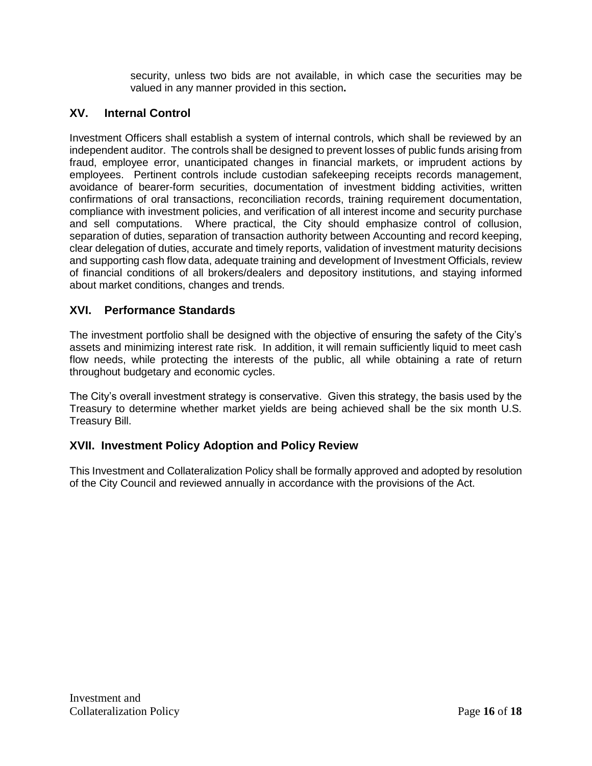security, unless two bids are not available, in which case the securities may be valued in any manner provided in this section**.**

## XV. Internal Control

Investment Officers shall establish a system of internal controls, which shall be reviewed by an independent auditor. The controls shall be designed to prevent losses of public funds arising from fraud, employee error, unanticipated changes in financial markets, or imprudent actions by employees. Pertinent controls include custodian safekeeping receipts records management, avoidance of bearer-form securities, documentation of investment bidding activities, written confirmations of oral transactions, reconciliation records, training requirement documentation, compliance with investment policies, and verification of all interest income and security purchase and sell computations. Where practical, the City should emphasize control of collusion, separation of duties, separation of transaction authority between Accounting and record keeping, clear delegation of duties, accurate and timely reports, validation of investment maturity decisions and supporting cash flow data, adequate training and development of Investment Officials, review of financial conditions of all brokers/dealers and depository institutions, and staying informed about market conditions, changes and trends.

## XVI. Performance Standards

The investment portfolio shall be designed with the objective of ensuring the safety of the City's assets and minimizing interest rate risk. In addition, it will remain sufficiently liquid to meet cash flow needs, while protecting the interests of the public, all while obtaining a rate of return throughout budgetary and economic cycles.

The City's overall investment strategy is conservative. Given this strategy, the basis used by the Treasury to determine whether market yields are being achieved shall be the six month U.S. Treasury Bill.

## XVII. Investment Policy Adoption and Policy Review

This Investment and Collateralization Policy shall be formally approved and adopted by resolution of the City Council and reviewed annually in accordance with the provisions of the Act.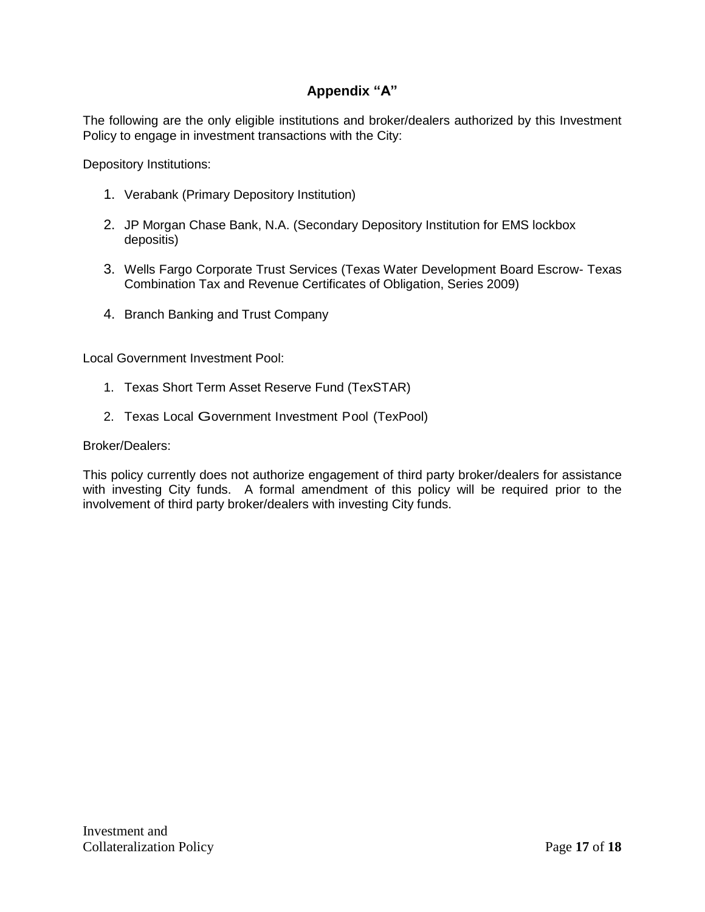## Appendix "A"

The following are the only eligible institutions and broker/dealers authorized by this Investment Policy to engage in investment transactions with the City:

Depository Institutions:

1. Verabank (Primary Depository Institution)
2. JP Morgan Chase Bank, N.A. (Secondary Depository Institution for EMS lockbox depositis)
3. Wells Fargo Corporate Trust Services (Texas Water Development Board Escrow- Texas Combination Tax and Revenue Certificates of Obligation, Series 2009)
4. Branch Banking and Trust Company

Local Government Investment Pool:

1. Texas Short Term Asset Reserve Fund (TexSTAR)
2. Texas Local Government Investment Pool (TexPool)

Broker/Dealers:

This policy currently does not authorize engagement of third party broker/dealers for assistance with investing City funds. A formal amendment of this policy will be required prior to the involvement of third party broker/dealers with investing City funds.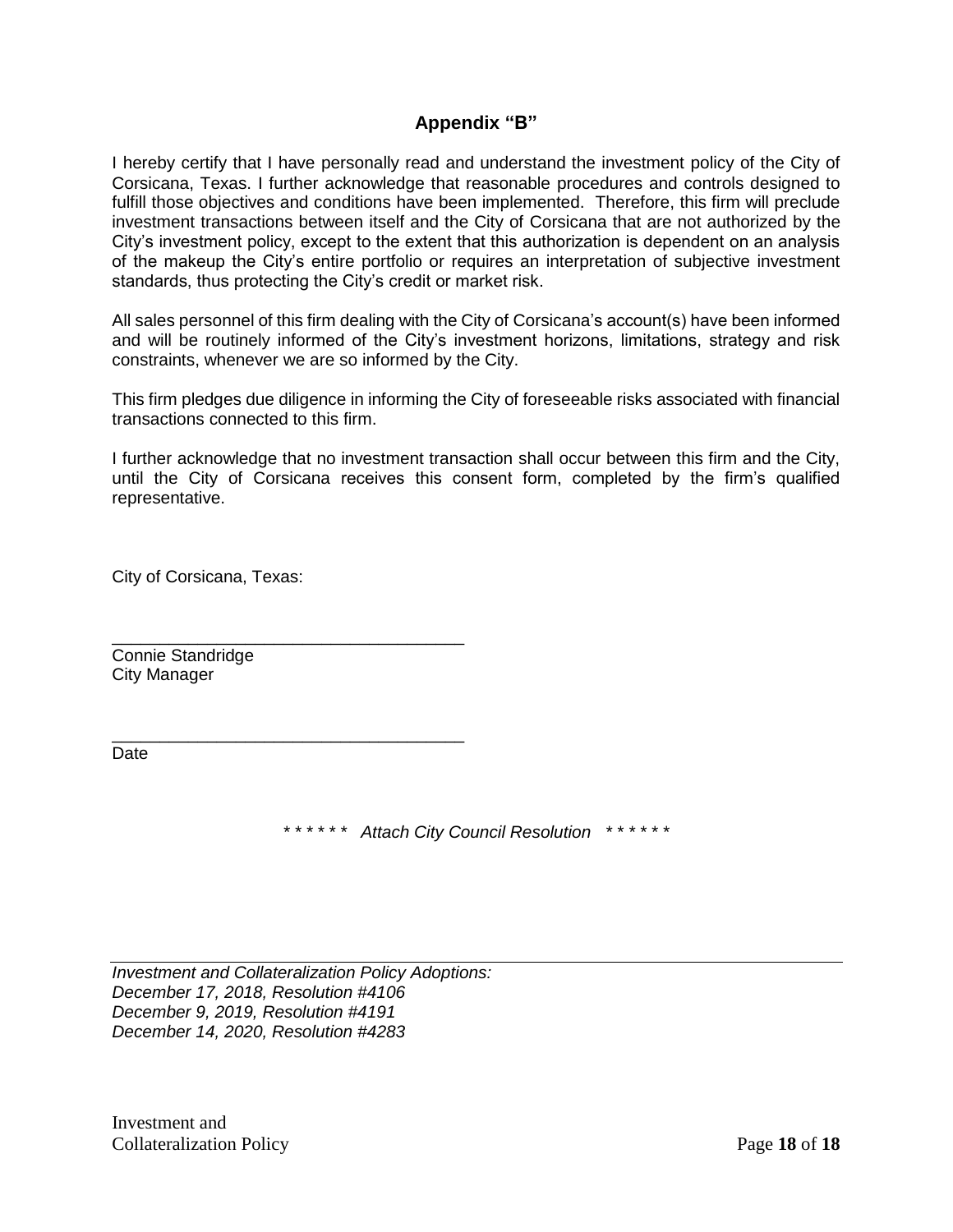## Appendix "B"

I hereby certify that I have personally read and understand the investment policy of the City of Corsicana, Texas. I further acknowledge that reasonable procedures and controls designed to fulfill those objectives and conditions have been implemented. Therefore, this firm will preclude investment transactions between itself and the City of Corsicana that are not authorized by the City's investment policy, except to the extent that this authorization is dependent on an analysis of the makeup the City's entire portfolio or requires an interpretation of subjective investment standards, thus protecting the City's credit or market risk.

All sales personnel of this firm dealing with the City of Corsicana's account(s) have been informed and will be routinely informed of the City's investment horizons, limitations, strategy and risk constraints, whenever we are so informed by the City.

This firm pledges due diligence in informing the City of foreseeable risks associated with financial transactions connected to this firm.

I further acknowledge that no investment transaction shall occur between this firm and the City, until the City of Corsicana receives this consent form, completed by the firm's qualified representative.

City of Corsicana, Texas:

_____________________________________
Connie Standridge
City Manager

_____________________________________
Date

*\* \* \* \* \* \*  Attach City Council Resolution  \* \* \* \* \* \**

---

*Investment and Collateralization Policy Adoptions:*
*December 17, 2018, Resolution #4106*
*December 9, 2019, Resolution #4191*
*December 14, 2020, Resolution #4283*